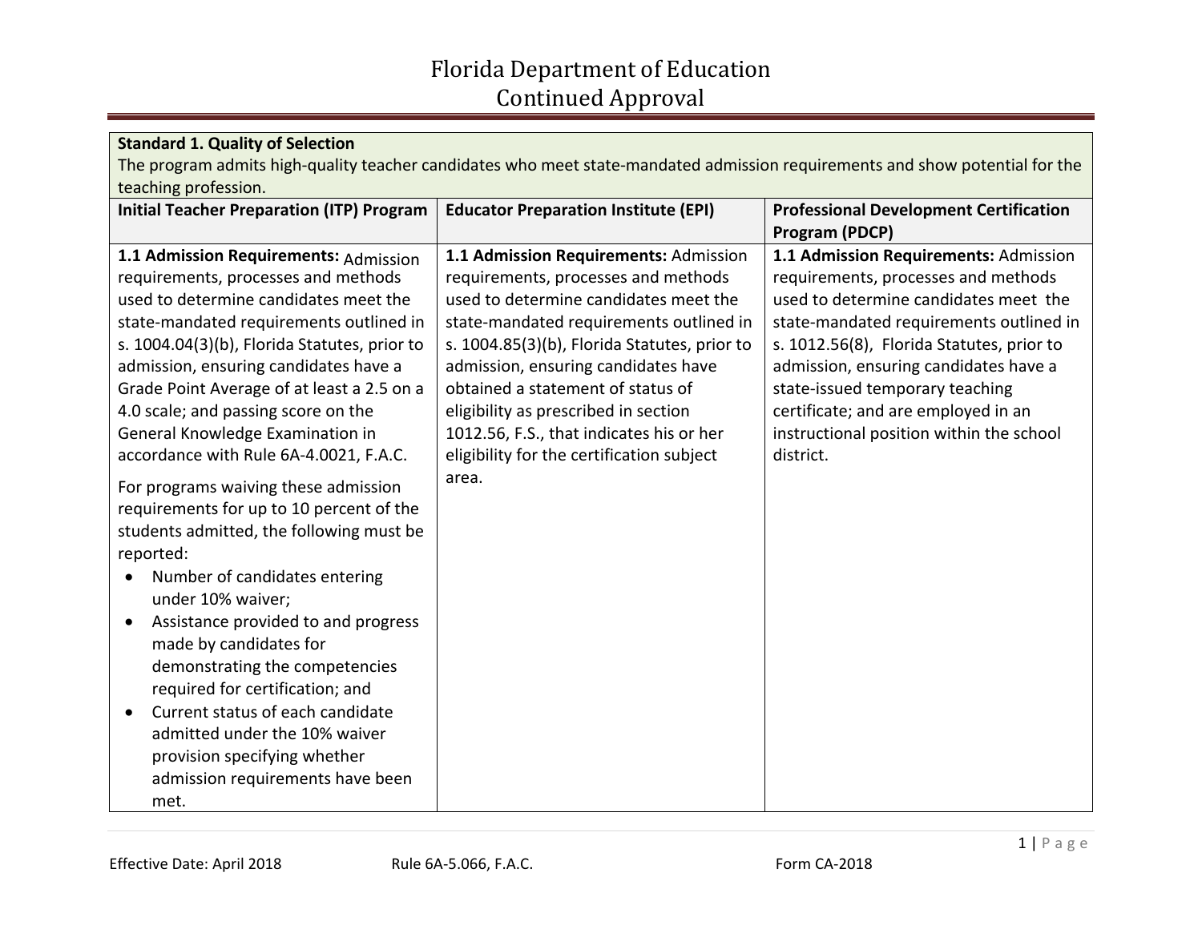# Florida Department of Education
# Continued Approval

| **Standard 1. Quality of Selection**<br>The program admits high-quality teacher candidates who meet state-mandated admission requirements and show potential for the teaching profession. | | |
|---|---|---|
| **Initial Teacher Preparation (ITP) Program** | **Educator Preparation Institute (EPI)** | **Professional Development Certification Program (PDCP)** |
| **1.1 Admission Requirements:** Admission requirements, processes and methods used to determine candidates meet the state-mandated requirements outlined in s. 1004.04(3)(b), Florida Statutes, prior to admission, ensuring candidates have a Grade Point Average of at least a 2.5 on a 4.0 scale; and passing score on the General Knowledge Examination in accordance with Rule 6A-4.0021, F.A.C.<br><br>For programs waiving these admission requirements for up to 10 percent of the students admitted, the following must be reported:<br>• Number of candidates entering under 10% waiver;<br>• Assistance provided to and progress made by candidates for demonstrating the competencies required for certification; and<br>• Current status of each candidate admitted under the 10% waiver provision specifying whether admission requirements have been met. | **1.1 Admission Requirements:** Admission requirements, processes and methods used to determine candidates meet the state-mandated requirements outlined in s. 1004.85(3)(b), Florida Statutes, prior to admission, ensuring candidates have obtained a statement of status of eligibility as prescribed in section 1012.56, F.S., that indicates his or her eligibility for the certification subject area. | **1.1 Admission Requirements:** Admission requirements, processes and methods used to determine candidates meet the state-mandated requirements outlined in s. 1012.56(8), Florida Statutes, prior to admission, ensuring candidates have a state-issued temporary teaching certificate; and are employed in an instructional position within the school district. |

Effective Date: April 2018 Rule 6A-5.066, F.A.C. Form CA-2018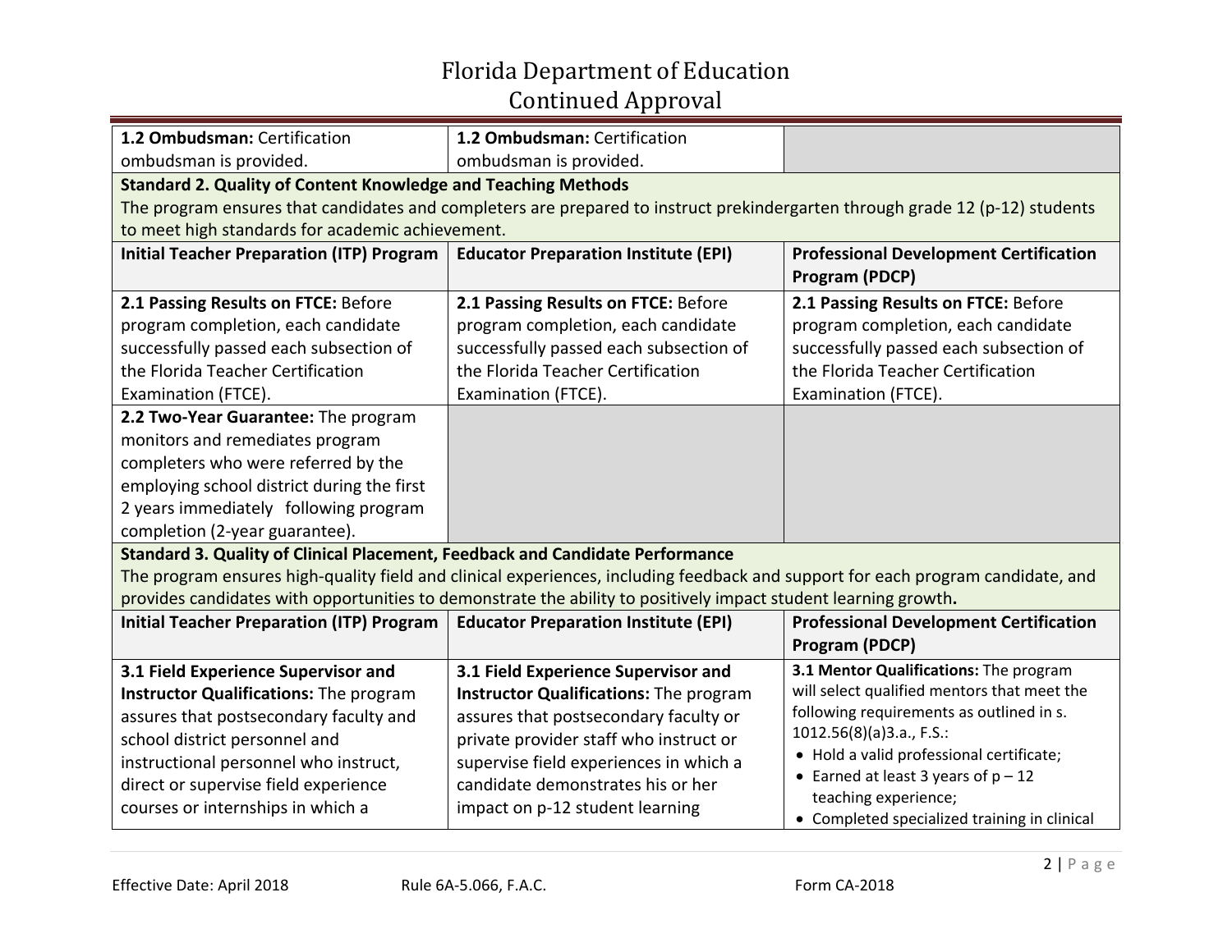| | | |
|---|---|---|
| **1.2 Ombudsman:** Certification ombudsman is provided. | **1.2 Ombudsman:** Certification ombudsman is provided. | |
| **Standard 2. Quality of Content Knowledge and Teaching Methods**<br>The program ensures that candidates and completers are prepared to instruct prekindergarten through grade 12 (p-12) students to meet high standards for academic achievement. | | |
| **Initial Teacher Preparation (ITP) Program** | **Educator Preparation Institute (EPI)** | **Professional Development Certification Program (PDCP)** |
| **2.1 Passing Results on FTCE:** Before program completion, each candidate successfully passed each subsection of the Florida Teacher Certification Examination (FTCE). | **2.1 Passing Results on FTCE:** Before program completion, each candidate successfully passed each subsection of the Florida Teacher Certification Examination (FTCE). | **2.1 Passing Results on FTCE:** Before program completion, each candidate successfully passed each subsection of the Florida Teacher Certification Examination (FTCE). |
| **2.2 Two-Year Guarantee:** The program monitors and remediates program completers who were referred by the employing school district during the first 2 years immediately following program completion (2-year guarantee). | | |
| **Standard 3. Quality of Clinical Placement, Feedback and Candidate Performance**<br>The program ensures high-quality field and clinical experiences, including feedback and support for each program candidate, and provides candidates with opportunities to demonstrate the ability to positively impact student learning growth**.** | | |
| **Initial Teacher Preparation (ITP) Program** | **Educator Preparation Institute (EPI)** | **Professional Development Certification Program (PDCP)** |
| **3.1 Field Experience Supervisor and Instructor Qualifications:** The program assures that postsecondary faculty and school district personnel and instructional personnel who instruct, direct or supervise field experience courses or internships in which a | **3.1 Field Experience Supervisor and Instructor Qualifications:** The program assures that postsecondary faculty or private provider staff who instruct or supervise field experiences in which a candidate demonstrates his or her impact on p-12 student learning | **3.1 Mentor Qualifications:** The program will select qualified mentors that meet the following requirements as outlined in s. 1012.56(8)(a)3.a., F.S.:<br>• Hold a valid professional certificate;<br>• Earned at least 3 years of p – 12 teaching experience;<br>• Completed specialized training in clinical |

Effective Date: April 2018 Rule 6A-5.066, F.A.C. Form CA-2018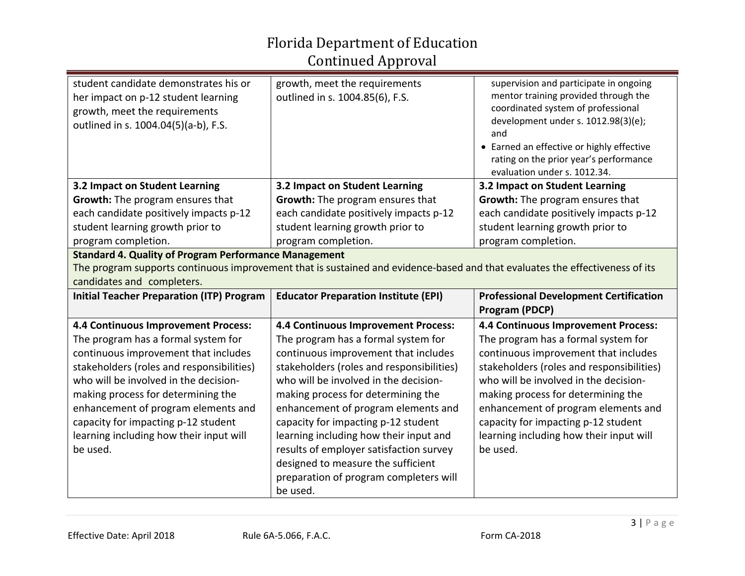| | | |
|---|---|---|
| student candidate demonstrates his or her impact on p-12 student learning growth, meet the requirements outlined in s. 1004.04(5)(a-b), F.S. | growth, meet the requirements outlined in s. 1004.85(6), F.S. | supervision and participate in ongoing mentor training provided through the coordinated system of professional development under s. 1012.98(3)(e); and<br>• Earned an effective or highly effective rating on the prior year's performance evaluation under s. 1012.34. |
| **3.2 Impact on Student Learning Growth:** The program ensures that each candidate positively impacts p-12 student learning growth prior to program completion. | **3.2 Impact on Student Learning Growth:** The program ensures that each candidate positively impacts p-12 student learning growth prior to program completion. | **3.2 Impact on Student Learning Growth:** The program ensures that each candidate positively impacts p-12 student learning growth prior to program completion. |

**Standard 4. Quality of Program Performance Management**

The program supports continuous improvement that is sustained and evidence-based and that evaluates the effectiveness of its candidates and completers.

| **Initial Teacher Preparation (ITP) Program** | **Educator Preparation Institute (EPI)** | **Professional Development Certification Program (PDCP)** |
|---|---|---|
| **4.4 Continuous Improvement Process:** The program has a formal system for continuous improvement that includes stakeholders (roles and responsibilities) who will be involved in the decision-making process for determining the enhancement of program elements and capacity for impacting p-12 student learning including how their input will be used. | **4.4 Continuous Improvement Process:** The program has a formal system for continuous improvement that includes stakeholders (roles and responsibilities) who will be involved in the decision-making process for determining the enhancement of program elements and capacity for impacting p-12 student learning including how their input and results of employer satisfaction survey designed to measure the sufficient preparation of program completers will be used. | **4.4 Continuous Improvement Process:** The program has a formal system for continuous improvement that includes stakeholders (roles and responsibilities) who will be involved in the decision-making process for determining the enhancement of program elements and capacity for impacting p-12 student learning including how their input will be used. |